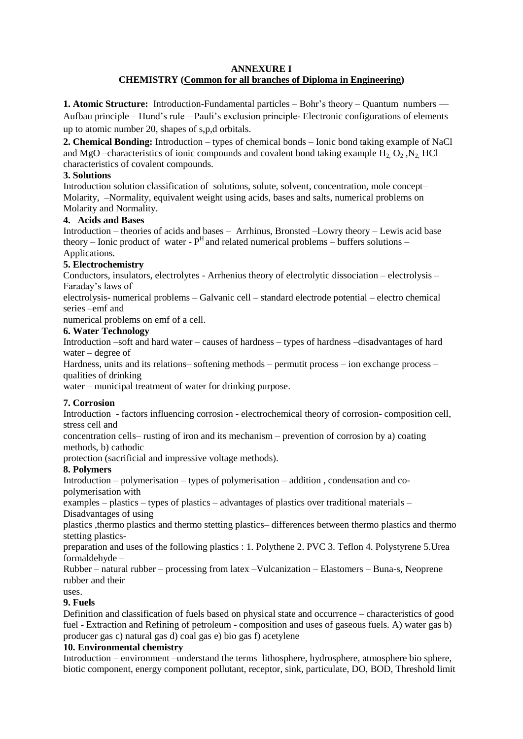# ANNEXURE I

## CHEMISTRY (Common for all branches of Diploma in Engineering)

**1. Atomic Structure:** Introduction-Fundamental particles – Bohr's theory – Quantum numbers –– Aufbau principle – Hund's rule – Pauli's exclusion principle- Electronic configurations of elements up to atomic number 20, shapes of s,p,d orbitals.

**2. Chemical Bonding:** Introduction – types of chemical bonds – Ionic bond taking example of NaCl and MgO –characteristics of ionic compounds and covalent bond taking example $H_2$, $O_2$, $N_2$, HCl characteristics of covalent compounds.

**3. Solutions**

Introduction solution classification of solutions, solute, solvent, concentration, mole concept– Molarity, –Normality, equivalent weight using acids, bases and salts, numerical problems on Molarity and Normality.

**4. Acids and Bases**

Introduction – theories of acids and bases – Arrhinus, Bronsted –Lowry theory – Lewis acid base theory – Ionic product of water - $P^H$ and related numerical problems – buffers solutions – Applications.

**5. Electrochemistry**

Conductors, insulators, electrolytes - Arrhenius theory of electrolytic dissociation – electrolysis – Faraday's laws of electrolysis- numerical problems – Galvanic cell – standard electrode potential – electro chemical series –emf and numerical problems on emf of a cell.

**6. Water Technology**

Introduction –soft and hard water – causes of hardness – types of hardness –disadvantages of hard water – degree of Hardness, units and its relations– softening methods – permutit process – ion exchange process – qualities of drinking water – municipal treatment of water for drinking purpose.

**7. Corrosion**

Introduction - factors influencing corrosion - electrochemical theory of corrosion- composition cell, stress cell and concentration cells– rusting of iron and its mechanism – prevention of corrosion by a) coating methods, b) cathodic protection (sacrificial and impressive voltage methods).

**8. Polymers**

Introduction – polymerisation – types of polymerisation – addition , condensation and co-polymerisation with examples – plastics – types of plastics – advantages of plastics over traditional materials – Disadvantages of using plastics ,thermo plastics and thermo stetting plastics– differences between thermo plastics and thermo stetting plastics- preparation and uses of the following plastics : 1. Polythene 2. PVC 3. Teflon 4. Polystyrene 5.Urea formaldehyde – Rubber – natural rubber – processing from latex –Vulcanization – Elastomers – Buna-s, Neoprene rubber and their uses.

**9. Fuels**

Definition and classification of fuels based on physical state and occurrence – characteristics of good fuel - Extraction and Refining of petroleum - composition and uses of gaseous fuels. A) water gas b) producer gas c) natural gas d) coal gas e) bio gas f) acetylene

**10. Environmental chemistry**

Introduction – environment –understand the terms lithosphere, hydrosphere, atmosphere bio sphere, biotic component, energy component pollutant, receptor, sink, particulate, DO, BOD, Threshold limit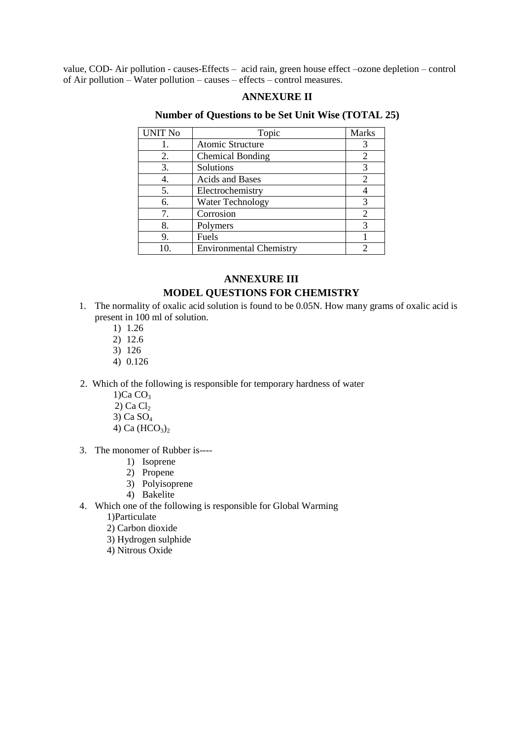value, COD- Air pollution - causes-Effects – acid rain, green house effect –ozone depletion – control of Air pollution – Water pollution – causes – effects – control measures.

## ANNEXURE II

### Number of Questions to be Set Unit Wise (TOTAL 25)

| UNIT No | Topic | Marks |
|---|---|---|
| 1. | Atomic Structure | 3 |
| 2. | Chemical Bonding | 2 |
| 3. | Solutions | 3 |
| 4. | Acids and Bases | 2 |
| 5. | Electrochemistry | 4 |
| 6. | Water Technology | 3 |
| 7. | Corrosion | 2 |
| 8. | Polymers | 3 |
| 9. | Fuels | 1 |
| 10. | Environmental Chemistry | 2 |

## ANNEXURE III

### MODEL QUESTIONS FOR CHEMISTRY

1. The normality of oxalic acid solution is found to be 0.05N. How many grams of oxalic acid is present in 100 ml of solution.
   1) 1.26
   2) 12.6
   3) 126
   4) 0.126

2. Which of the following is responsible for temporary hardness of water
   1) $Ca\,CO_3$
   2) $Ca\,Cl_2$
   3) $Ca\,SO_4$
   4) $Ca\,(HCO_3)_2$

3. The monomer of Rubber is----
   1) Isoprene
   2) Propene
   3) Polyisoprene
   4) Bakelite

4. Which one of the following is responsible for Global Warming
   1) Particulate
   2) Carbon dioxide
   3) Hydrogen sulphide
   4) Nitrous Oxide